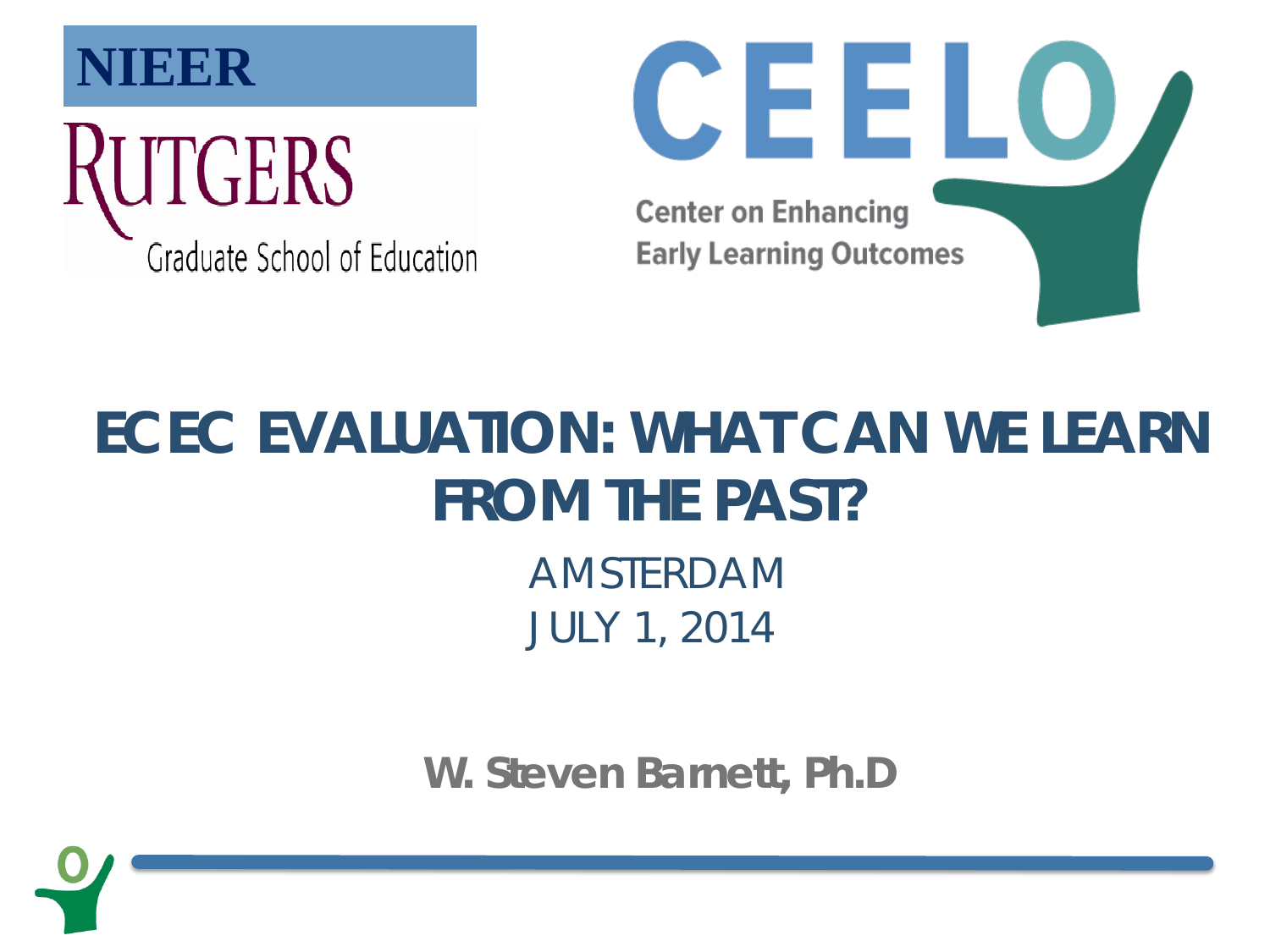NIEER

RUTGERS

Graduate School of Education

CEELO

Center on Enhancing Early Learning Outcomes

# ECEC EVALUATION: WHAT CAN WE LEARN FROM THE PAST?

AMSTERDAM

JULY 1, 2014

**W. Steven Barnett, Ph.D**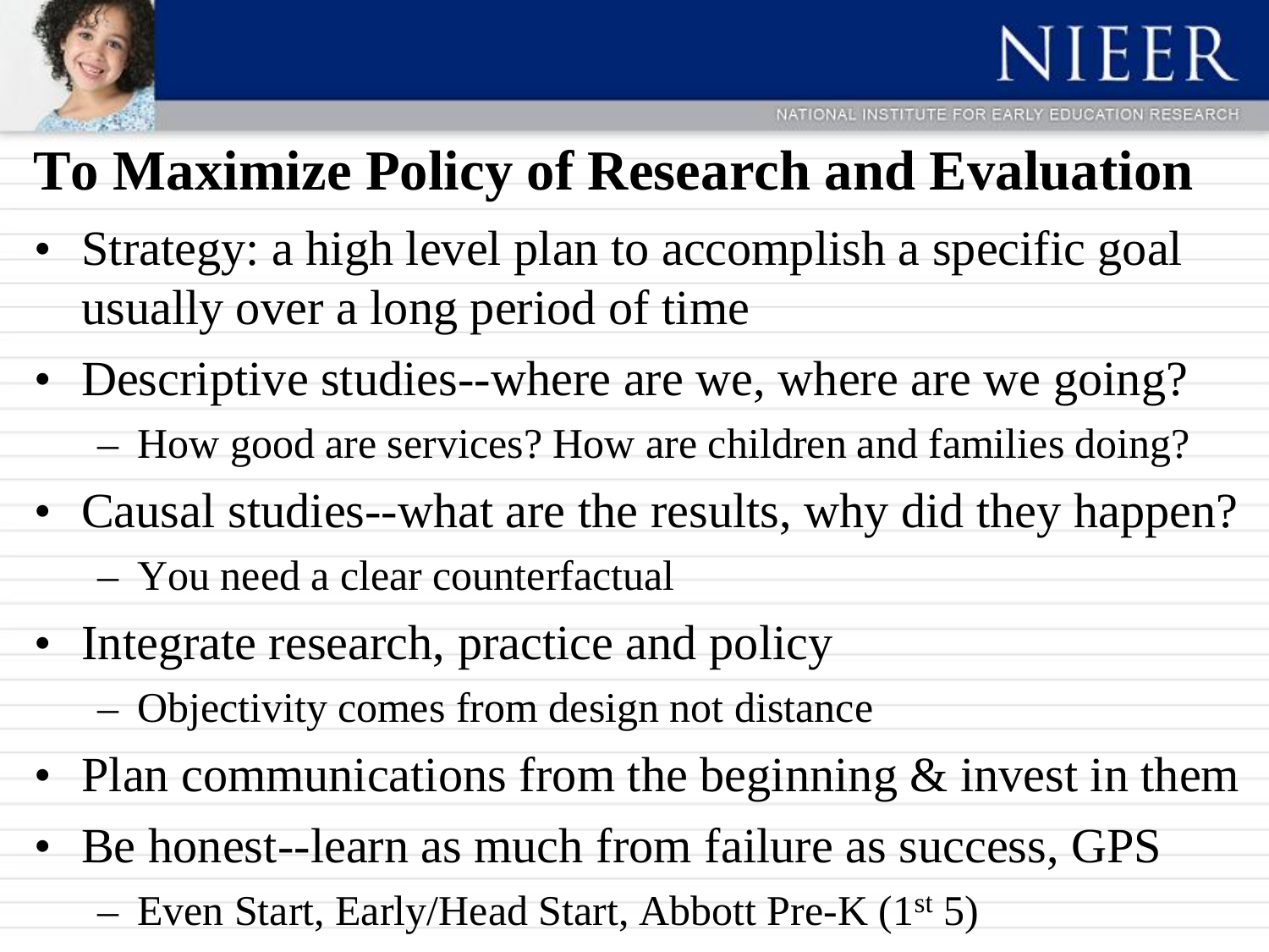# To Maximize Policy of Research and Evaluation

- Strategy: a high level plan to accomplish a specific goal usually over a long period of time
- Descriptive studies--where are we, where are we going?
  - How good are services? How are children and families doing?
- Causal studies--what are the results, why did they happen?
  - You need a clear counterfactual
- Integrate research, practice and policy
  - Objectivity comes from design not distance
- Plan communications from the beginning & invest in them
- Be honest--learn as much from failure as success, GPS
  - Even Start, Early/Head Start, Abbott Pre-K (1st 5)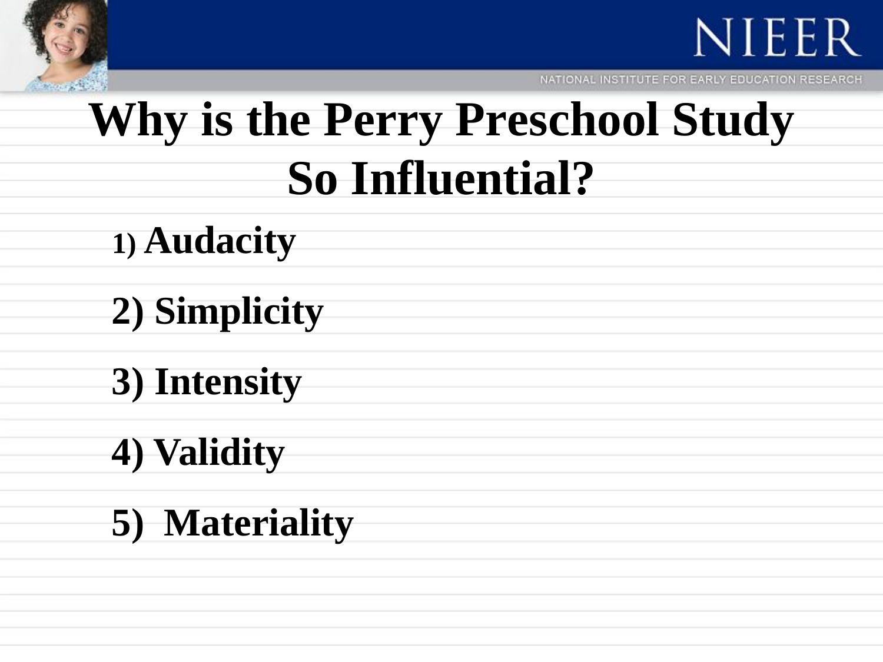# Why is the Perry Preschool Study So Influential?

1) Audacity

2) Simplicity

3) Intensity

4) Validity

5) Materiality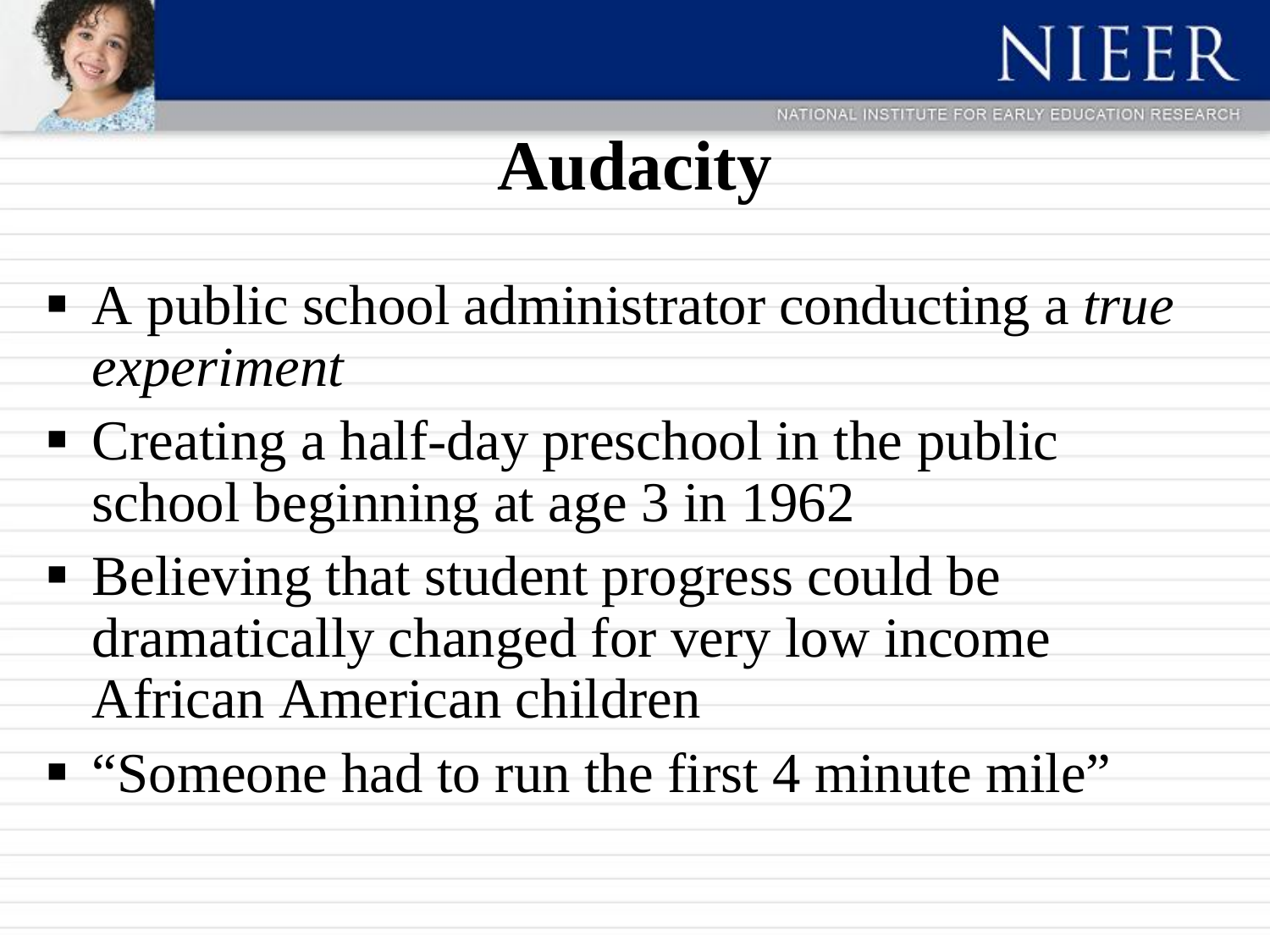# Audacity

- A public school administrator conducting a *true experiment*
- Creating a half-day preschool in the public school beginning at age 3 in 1962
- Believing that student progress could be dramatically changed for very low income African American children
- “Someone had to run the first 4 minute mile”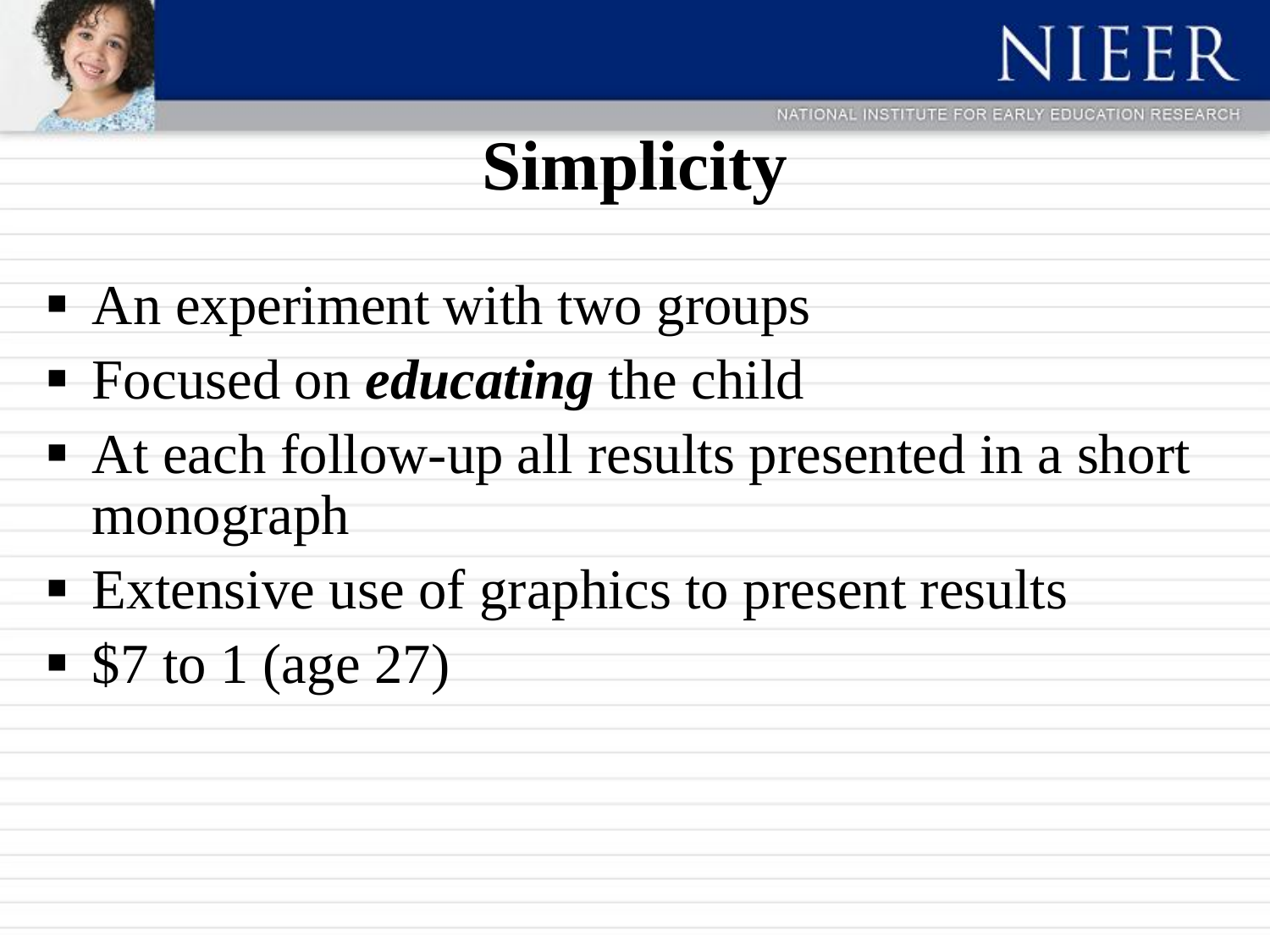# Simplicity

- An experiment with two groups
- Focused on ***educating*** the child
- At each follow-up all results presented in a short monograph
- Extensive use of graphics to present results
- $7 to 1 (age 27)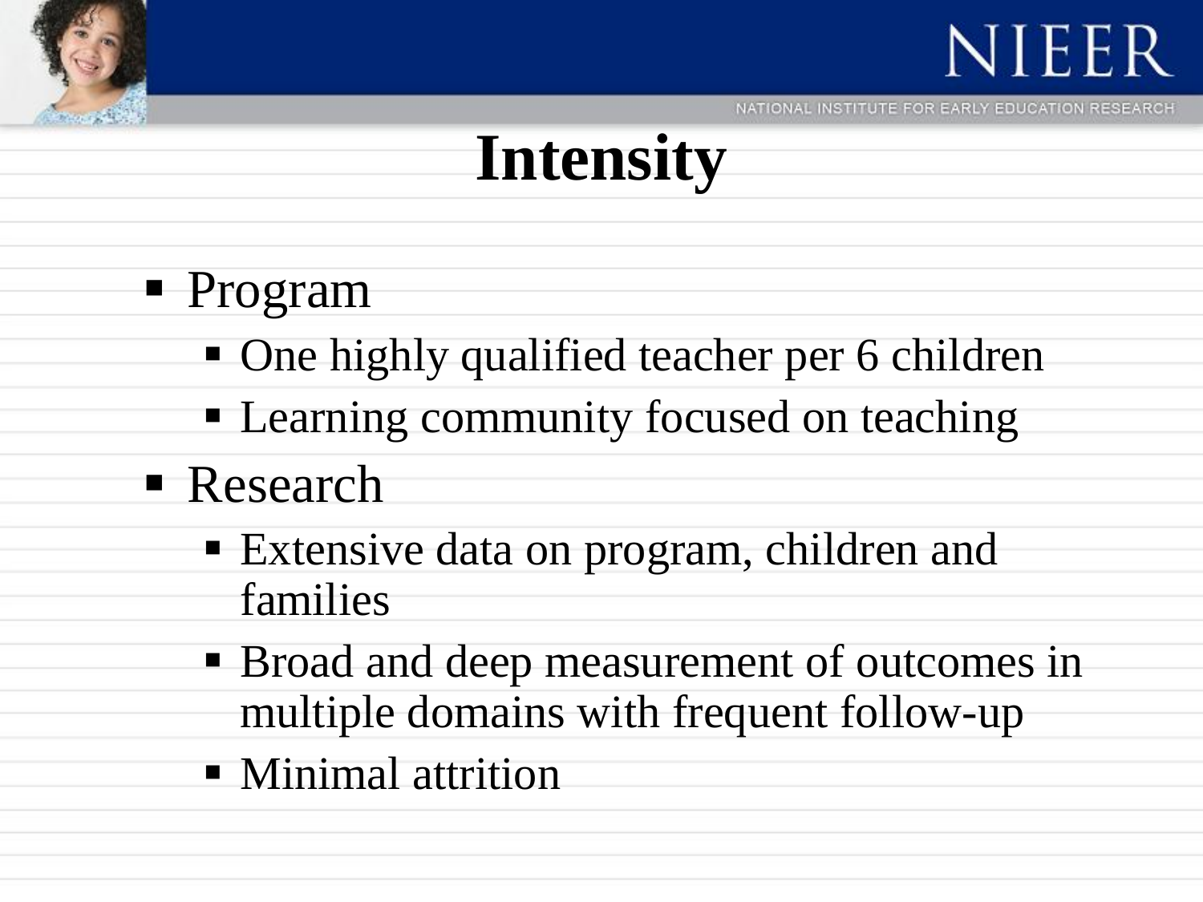# Intensity

- Program
  - One highly qualified teacher per 6 children
  - Learning community focused on teaching
- Research
  - Extensive data on program, children and families
  - Broad and deep measurement of outcomes in multiple domains with frequent follow-up
  - Minimal attrition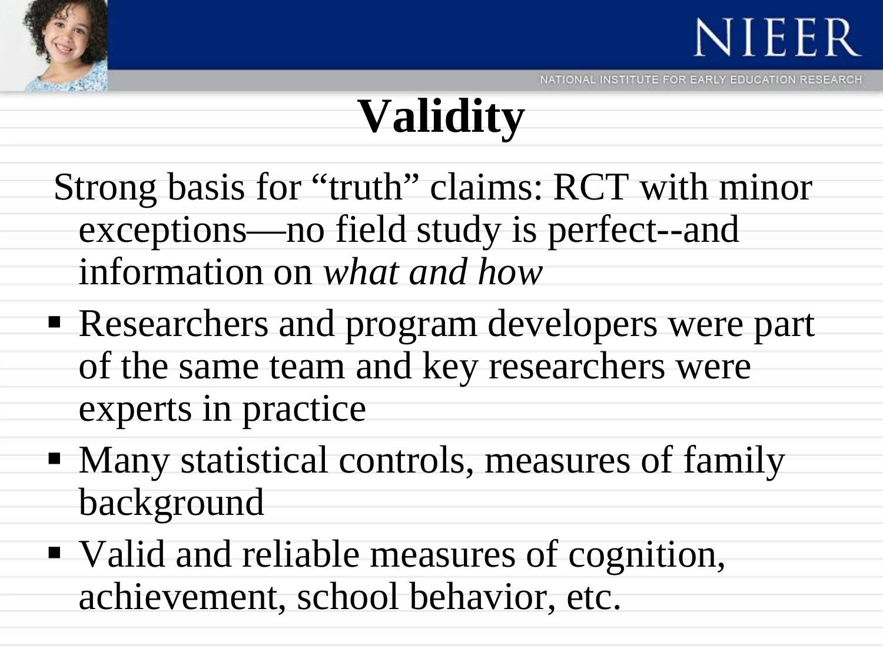# Validity

Strong basis for "truth" claims: RCT with minor exceptions—no field study is perfect--and information on *what and how*

- Researchers and program developers were part of the same team and key researchers were experts in practice
- Many statistical controls, measures of family background
- Valid and reliable measures of cognition, achievement, school behavior, etc.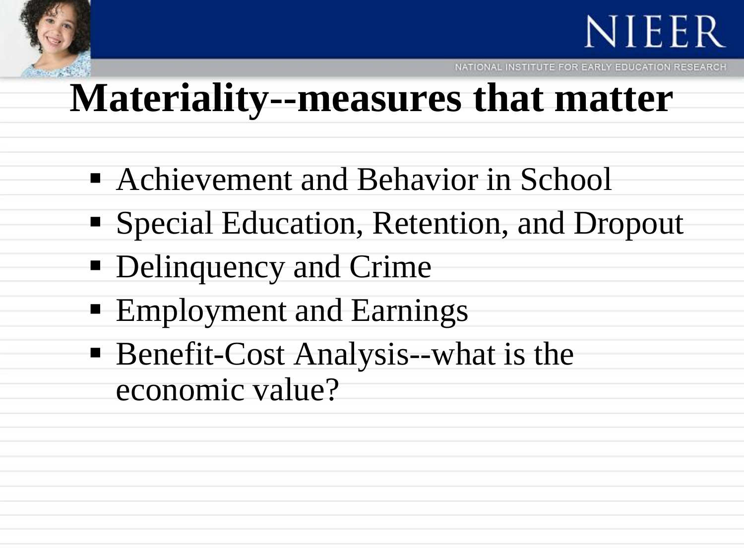# Materiality--measures that matter

- Achievement and Behavior in School
- Special Education, Retention, and Dropout
- Delinquency and Crime
- Employment and Earnings
- Benefit-Cost Analysis--what is the economic value?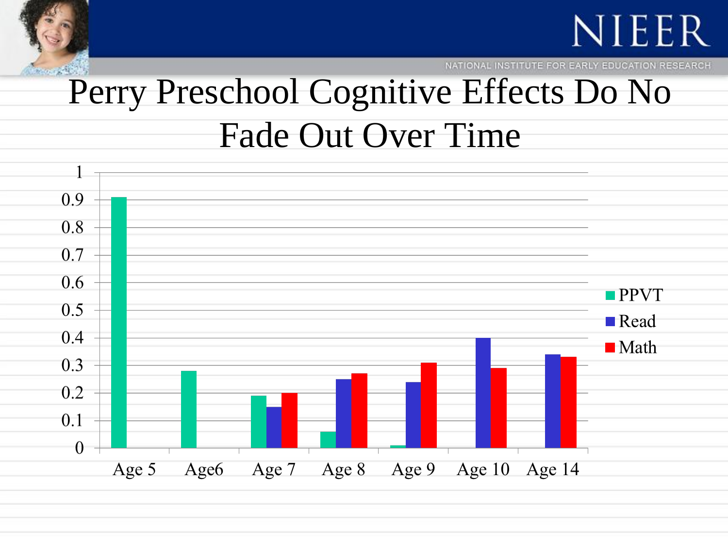# Perry Preschool Cognitive Effects Do No Fade Out Over Time

| | PPVT | Read | Math |
|---|---|---|---|
| Age 5 | 0.91 | | |
| Age6 | 0.28 | | |
| Age 7 | 0.19 | 0.15 | 0.2 |
| Age 8 | 0.06 | 0.25 | 0.27 |
| Age 9 | 0.01 | 0.24 | 0.31 |
| Age 10 | | 0.4 | 0.29 |
| Age 14 | | 0.34 | 0.33 |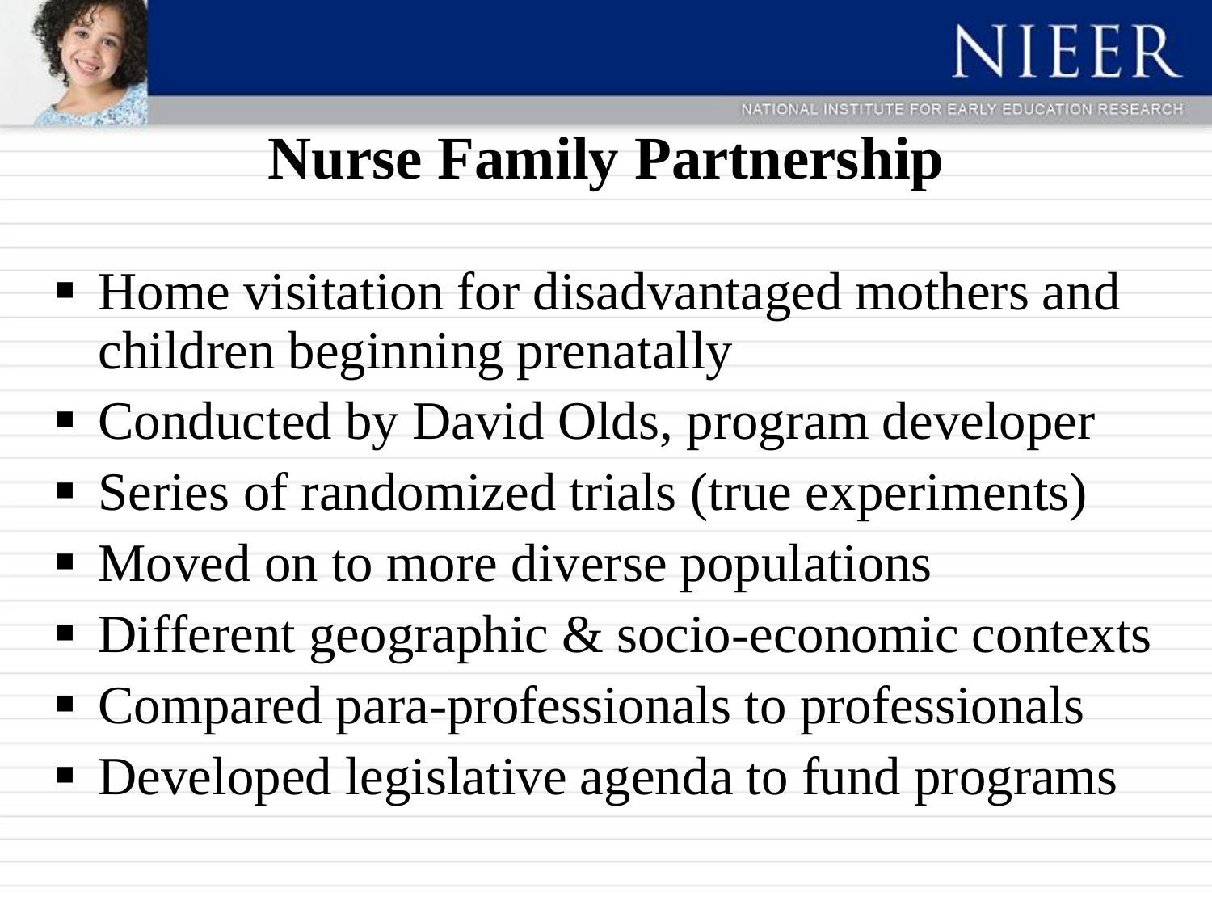# Nurse Family Partnership

- Home visitation for disadvantaged mothers and children beginning prenatally
- Conducted by David Olds, program developer
- Series of randomized trials (true experiments)
- Moved on to more diverse populations
- Different geographic & socio-economic contexts
- Compared para-professionals to professionals
- Developed legislative agenda to fund programs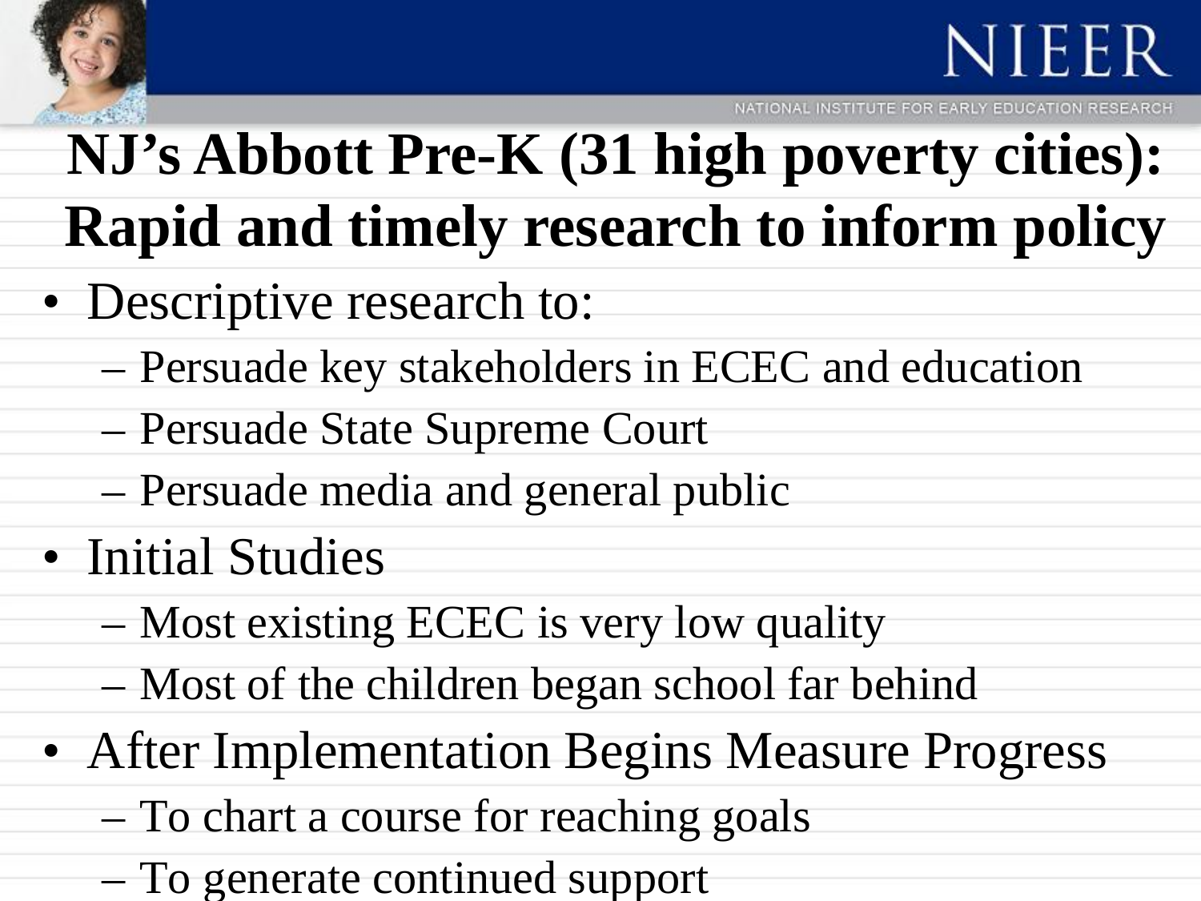# NJ's Abbott Pre-K (31 high poverty cities): Rapid and timely research to inform policy

- Descriptive research to:
  - Persuade key stakeholders in ECEC and education
  - Persuade State Supreme Court
  - Persuade media and general public
- Initial Studies
  - Most existing ECEC is very low quality
  - Most of the children began school far behind
- After Implementation Begins Measure Progress
  - To chart a course for reaching goals
  - To generate continued support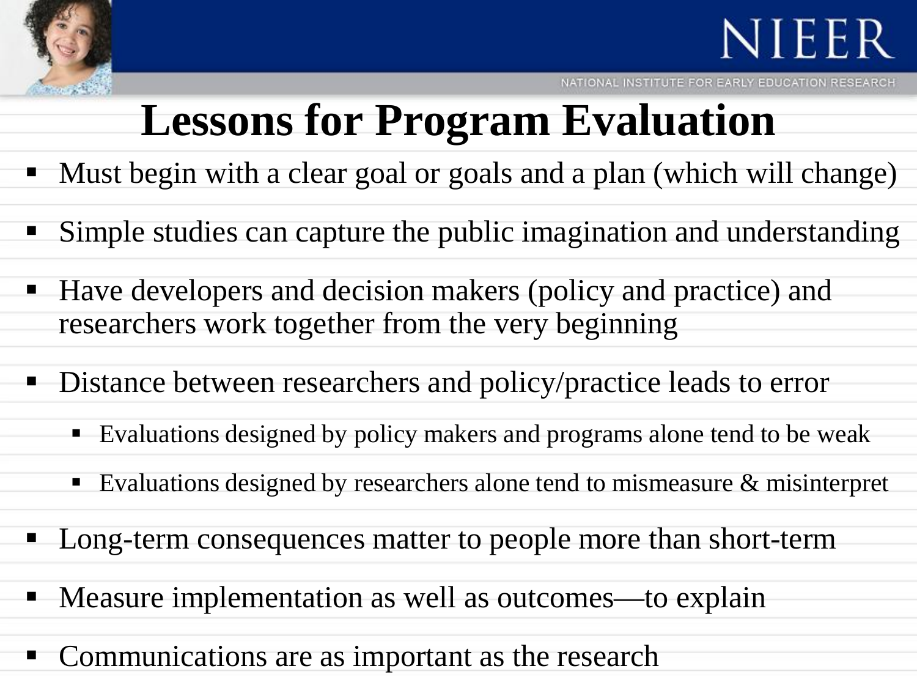# Lessons for Program Evaluation

- Must begin with a clear goal or goals and a plan (which will change)
- Simple studies can capture the public imagination and understanding
- Have developers and decision makers (policy and practice) and researchers work together from the very beginning
- Distance between researchers and policy/practice leads to error
  - Evaluations designed by policy makers and programs alone tend to be weak
  - Evaluations designed by researchers alone tend to mismeasure & misinterpret
- Long-term consequences matter to people more than short-term
- Measure implementation as well as outcomes—to explain
- Communications are as important as the research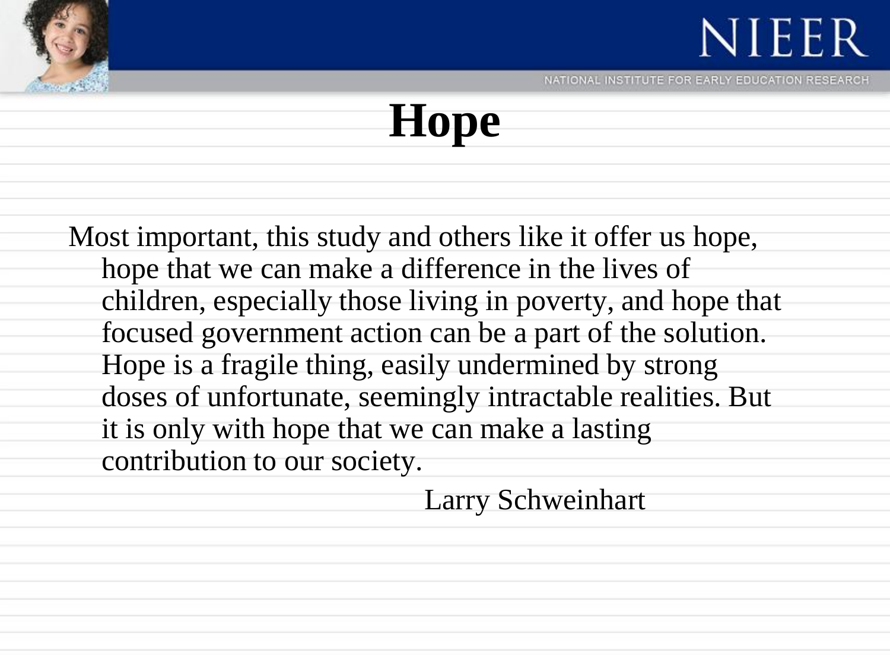# Hope

Most important, this study and others like it offer us hope, hope that we can make a difference in the lives of children, especially those living in poverty, and hope that focused government action can be a part of the solution. Hope is a fragile thing, easily undermined by strong doses of unfortunate, seemingly intractable realities. But it is only with hope that we can make a lasting contribution to our society.

Larry Schweinhart